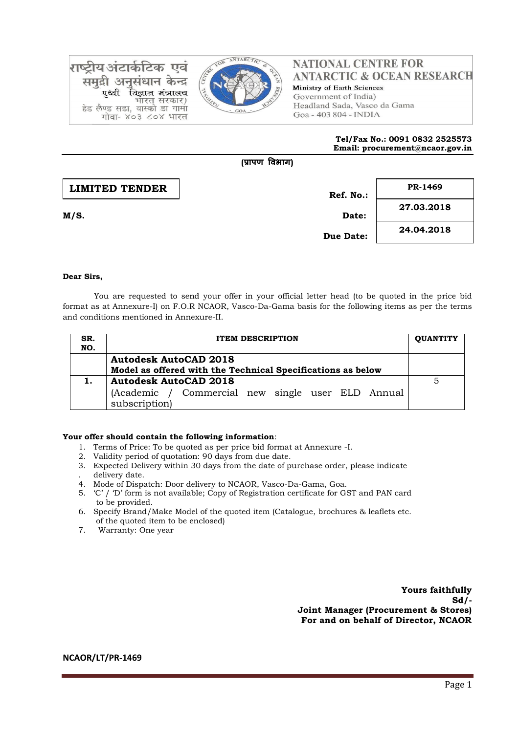राष्ट्रीय अंटार्कटिक एवं समुद्री अनुसंधान केन्द्र
पृथ्वी विज्ञान मंत्रालय
भारत सरकार)
हेड लैण्ड सडा, वास्को डा गामा
गोवा- ४०३ ८०४ भारत

**NATIONAL CENTRE FOR ANTARCTIC & OCEAN RESEARCH**
Ministry of Earth Sciences
Government of India)
Headland Sada, Vasco da Gama
Goa - 403 804 - INDIA

**Tel/Fax No.: 0091 0832 2525573**
**Email: procurement@ncaor.gov.in**

**(प्रापण विभाग)**

**LIMITED TENDER**

**M/S.**

| | |
|---|---|
| **Ref. No.:** | **PR-1469** |
| **Date:** | **27.03.2018** |
| **Due Date:** | **24.04.2018** |

**Dear Sirs,**

You are requested to send your offer in your official letter head (to be quoted in the price bid format as at Annexure-I) on F.O.R NCAOR, Vasco-Da-Gama basis for the following items as per the terms and conditions mentioned in Annexure-II.

| SR. NO. | ITEM DESCRIPTION | QUANTITY |
|---|---|---|
| | **Autodesk AutoCAD 2018**<br>**Model as offered with the Technical Specifications as below** | |
| **1.** | **Autodesk AutoCAD 2018**<br>(Academic / Commercial new single user ELD Annual subscription) | 5 |

**Your offer should contain the following information**:

1. Terms of Price: To be quoted as per price bid format at Annexure -I.
2. Validity period of quotation: 90 days from due date.
3. Expected Delivery within 30 days from the date of purchase order, please indicate delivery date.
4. Mode of Dispatch: Door delivery to NCAOR, Vasco-Da-Gama, Goa.
5. 'C' / 'D' form is not available; Copy of Registration certificate for GST and PAN card to be provided.
6. Specify Brand/Make Model of the quoted item (Catalogue, brochures & leaflets etc. of the quoted item to be enclosed)
7. Warranty: One year

**Yours faithfully**
**Sd/-**
**Joint Manager (Procurement & Stores)**
**For and on behalf of Director, NCAOR**

**NCAOR/LT/PR-1469**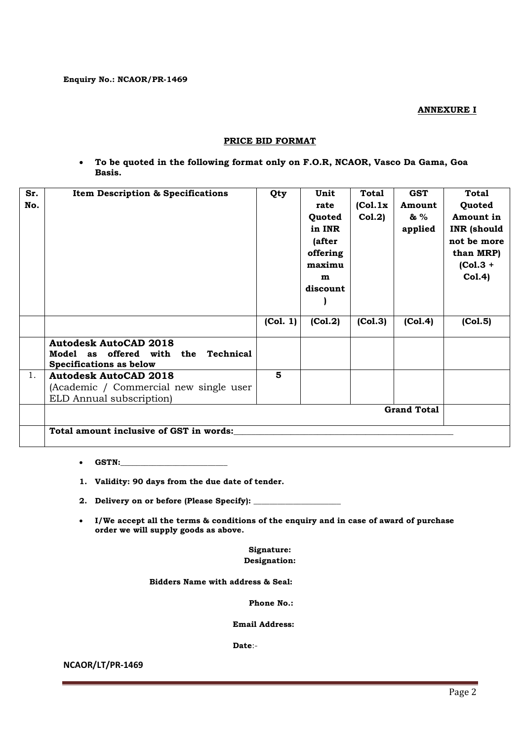**Enquiry No.: NCAOR/PR-1469**

**ANNEXURE I**

**PRICE BID FORMAT**

- **To be quoted in the following format only on F.O.R, NCAOR, Vasco Da Gama, Goa Basis.**

| Sr. No. | Item Description & Specifications | Qty | Unit rate Quoted in INR (after offering maximum discount) | Total (Col.1x Col.2) | GST Amount & % applied | Total Quoted Amount in INR (should not be more than MRP) (Col.3 + Col.4) |
|---|---|---|---|---|---|---|
| | | (Col. 1) | (Col.2) | (Col.3) | (Col.4) | (Col.5) |
| | **Autodesk AutoCAD 2018** **Model as offered with the Technical Specifications as below** | | | | | |
| 1. | **Autodesk AutoCAD 2018** (Academic / Commercial new single user ELD Annual subscription) | 5 | | | | |
| | | | | | **Grand Total** | |
| | **Total amount inclusive of GST in words:**\_\_\_\_\_\_\_\_\_\_\_\_\_\_\_\_\_\_\_\_\_\_\_\_\_\_\_\_\_\_\_\_\_\_\_\_\_\_\_\_ | | | | | |

- **GSTN:**\_\_\_\_\_\_\_\_\_\_\_\_\_\_\_\_\_\_\_\_\_\_

1. **Validity: 90 days from the due date of tender.**
2. **Delivery on or before (Please Specify):** \_\_\_\_\_\_\_\_\_\_\_\_\_\_\_\_\_\_\_\_

- **I/We accept all the terms & conditions of the enquiry and in case of award of purchase order we will supply goods as above.**

**Signature:**
**Designation:**

**Bidders Name with address & Seal:**

**Phone No.:**

**Email Address:**

**Date**:-

**NCAOR/LT/PR-1469**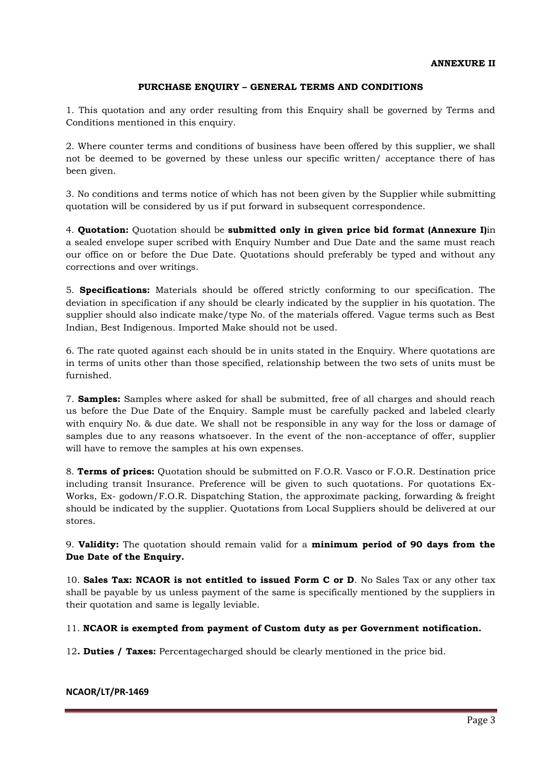**ANNEXURE II**

## PURCHASE ENQUIRY – GENERAL TERMS AND CONDITIONS

1. This quotation and any order resulting from this Enquiry shall be governed by Terms and Conditions mentioned in this enquiry.

2. Where counter terms and conditions of business have been offered by this supplier, we shall not be deemed to be governed by these unless our specific written/ acceptance there of has been given.

3. No conditions and terms notice of which has not been given by the Supplier while submitting quotation will be considered by us if put forward in subsequent correspondence.

4. **Quotation:** Quotation should be **submitted only in given price bid format (Annexure I)**in a sealed envelope super scribed with Enquiry Number and Due Date and the same must reach our office on or before the Due Date. Quotations should preferably be typed and without any corrections and over writings.

5. **Specifications:** Materials should be offered strictly conforming to our specification. The deviation in specification if any should be clearly indicated by the supplier in his quotation. The supplier should also indicate make/type No. of the materials offered. Vague terms such as Best Indian, Best Indigenous. Imported Make should not be used.

6. The rate quoted against each should be in units stated in the Enquiry. Where quotations are in terms of units other than those specified, relationship between the two sets of units must be furnished.

7. **Samples:** Samples where asked for shall be submitted, free of all charges and should reach us before the Due Date of the Enquiry. Sample must be carefully packed and labeled clearly with enquiry No. & due date. We shall not be responsible in any way for the loss or damage of samples due to any reasons whatsoever. In the event of the non-acceptance of offer, supplier will have to remove the samples at his own expenses.

8. **Terms of prices:** Quotation should be submitted on F.O.R. Vasco or F.O.R. Destination price including transit Insurance. Preference will be given to such quotations. For quotations Ex-Works, Ex- godown/F.O.R. Dispatching Station, the approximate packing, forwarding & freight should be indicated by the supplier. Quotations from Local Suppliers should be delivered at our stores.

9. **Validity:** The quotation should remain valid for a **minimum period of 90 days from the Due Date of the Enquiry.**

10. **Sales Tax: NCAOR is not entitled to issued Form C or D**. No Sales Tax or any other tax shall be payable by us unless payment of the same is specifically mentioned by the suppliers in their quotation and same is legally leviable.

11. **NCAOR is exempted from payment of Custom duty as per Government notification.**

12**. Duties / Taxes:** Percentagecharged should be clearly mentioned in the price bid.

**NCAOR/LT/PR-1469**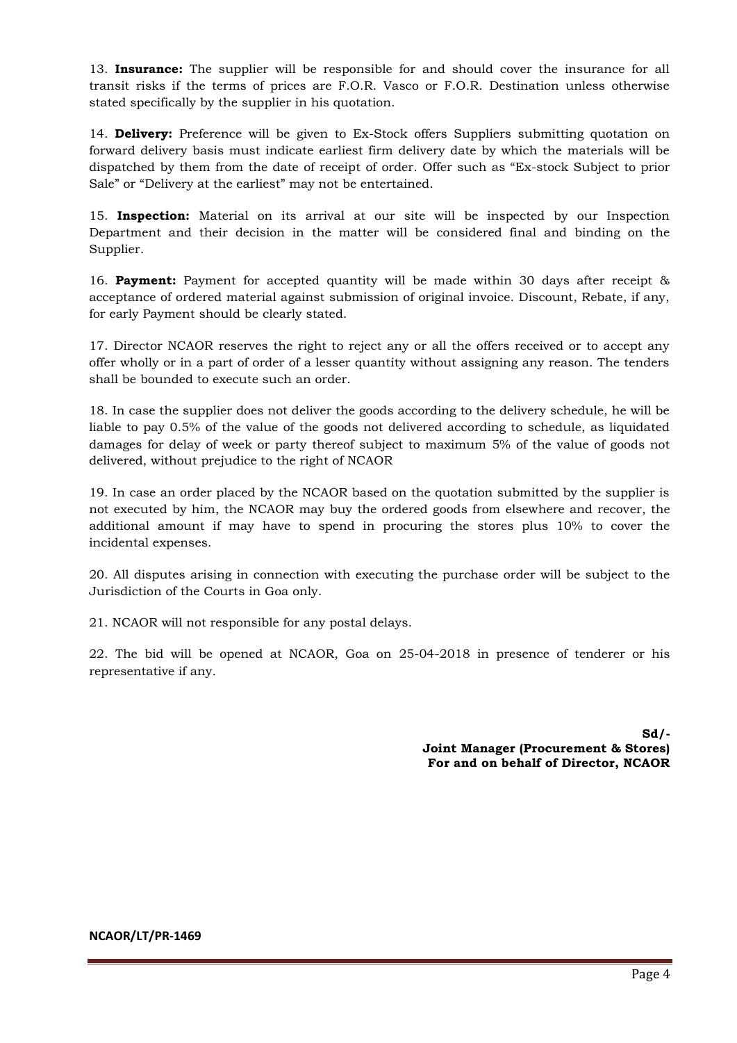13. **Insurance:** The supplier will be responsible for and should cover the insurance for all transit risks if the terms of prices are F.O.R. Vasco or F.O.R. Destination unless otherwise stated specifically by the supplier in his quotation.

14. **Delivery:** Preference will be given to Ex-Stock offers Suppliers submitting quotation on forward delivery basis must indicate earliest firm delivery date by which the materials will be dispatched by them from the date of receipt of order. Offer such as "Ex-stock Subject to prior Sale" or "Delivery at the earliest" may not be entertained.

15. **Inspection:** Material on its arrival at our site will be inspected by our Inspection Department and their decision in the matter will be considered final and binding on the Supplier.

16. **Payment:** Payment for accepted quantity will be made within 30 days after receipt & acceptance of ordered material against submission of original invoice. Discount, Rebate, if any, for early Payment should be clearly stated.

17. Director NCAOR reserves the right to reject any or all the offers received or to accept any offer wholly or in a part of order of a lesser quantity without assigning any reason. The tenders shall be bounded to execute such an order.

18. In case the supplier does not deliver the goods according to the delivery schedule, he will be liable to pay 0.5% of the value of the goods not delivered according to schedule, as liquidated damages for delay of week or party thereof subject to maximum 5% of the value of goods not delivered, without prejudice to the right of NCAOR

19. In case an order placed by the NCAOR based on the quotation submitted by the supplier is not executed by him, the NCAOR may buy the ordered goods from elsewhere and recover, the additional amount if may have to spend in procuring the stores plus 10% to cover the incidental expenses.

20. All disputes arising in connection with executing the purchase order will be subject to the Jurisdiction of the Courts in Goa only.

21. NCAOR will not responsible for any postal delays.

22. The bid will be opened at NCAOR, Goa on 25-04-2018 in presence of tenderer or his representative if any.

**Sd/-**
**Joint Manager (Procurement & Stores)**
**For and on behalf of Director, NCAOR**

**NCAOR/LT/PR-1469**